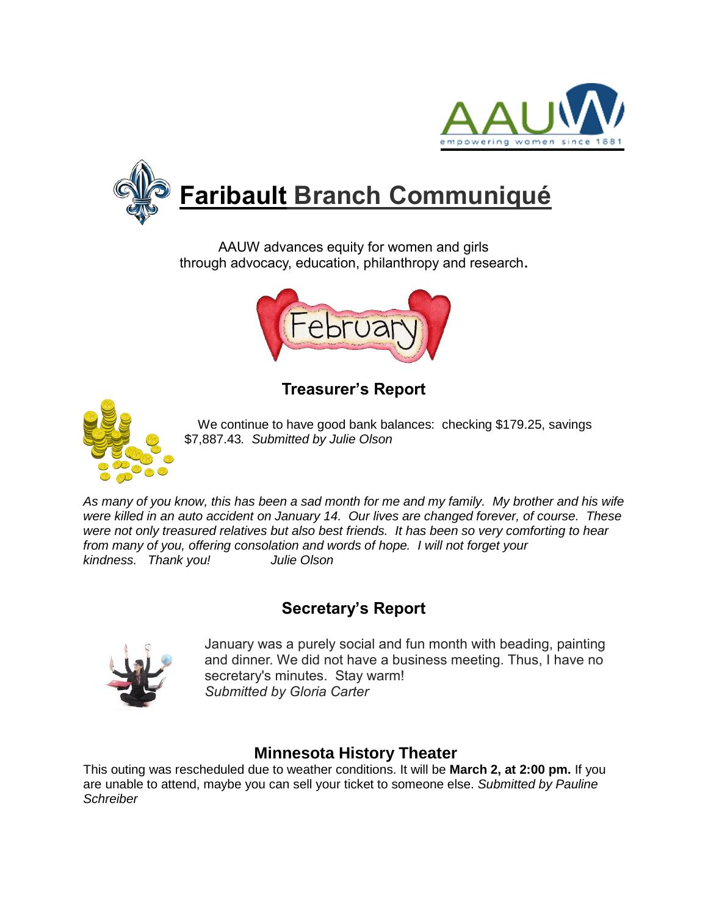AAUW

empowering women since 1881

# Faribault Branch Communiqué

AAUW advances equity for women and girls
through advocacy, education, philanthropy and research.

February

## Treasurer's Report

We continue to have good bank balances: checking $179.25, savings $7,887.43. *Submitted by Julie Olson*

*As many of you know, this has been a sad month for me and my family. My brother and his wife were killed in an auto accident on January 14. Our lives are changed forever, of course. These were not only treasured relatives but also best friends. It has been so very comforting to hear from many of you, offering consolation and words of hope. I will not forget your kindness. Thank you! Julie Olson*

## Secretary's Report

January was a purely social and fun month with beading, painting and dinner. We did not have a business meeting. Thus, I have no secretary's minutes. Stay warm!
*Submitted by Gloria Carter*

## Minnesota History Theater

This outing was rescheduled due to weather conditions. It will be **March 2, at 2:00 pm.** If you are unable to attend, maybe you can sell your ticket to someone else. *Submitted by Pauline Schreiber*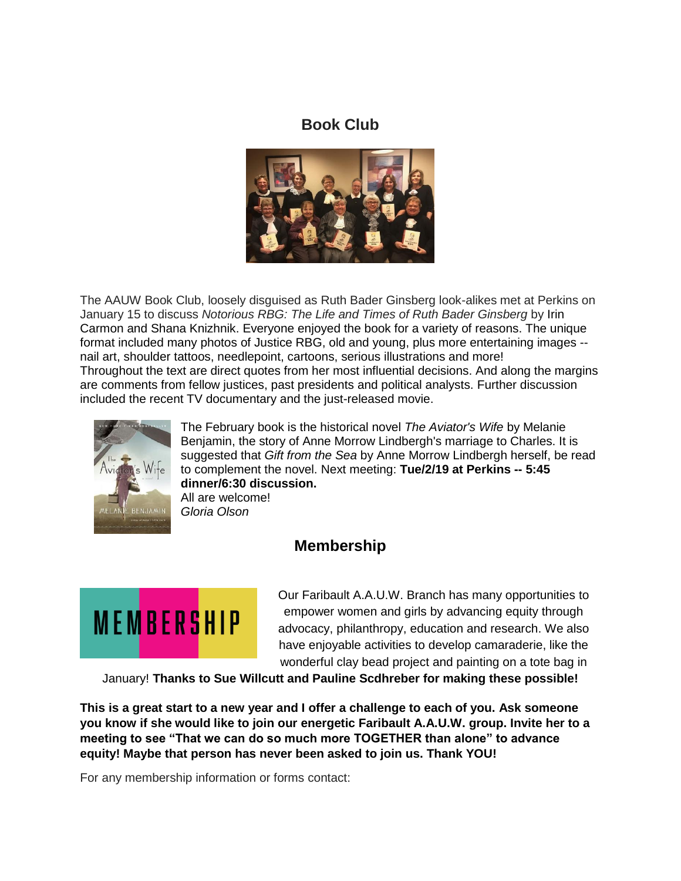## Book Club

The AAUW Book Club, loosely disguised as Ruth Bader Ginsberg look-alikes met at Perkins on January 15 to discuss *Notorious RBG: The Life and Times of Ruth Bader Ginsberg* by Irin Carmon and Shana Knizhnik. Everyone enjoyed the book for a variety of reasons. The unique format included many photos of Justice RBG, old and young, plus more entertaining images -- nail art, shoulder tattoos, needlepoint, cartoons, serious illustrations and more! Throughout the text are direct quotes from her most influential decisions. And along the margins are comments from fellow justices, past presidents and political analysts. Further discussion included the recent TV documentary and the just-released movie.

The February book is the historical novel *The Aviator's Wife* by Melanie Benjamin, the story of Anne Morrow Lindbergh's marriage to Charles. It is suggested that *Gift from the Sea* by Anne Morrow Lindbergh herself, be read to complement the novel. Next meeting: **Tue/2/19 at Perkins -- 5:45 dinner/6:30 discussion.**
All are welcome!
*Gloria Olson*

## Membership

Our Faribault A.A.U.W. Branch has many opportunities to empower women and girls by advancing equity through advocacy, philanthropy, education and research. We also have enjoyable activities to develop camaraderie, like the wonderful clay bead project and painting on a tote bag in January! **Thanks to Sue Willcutt and Pauline Scdhreber for making these possible!**

**This is a great start to a new year and I offer a challenge to each of you. Ask someone you know if she would like to join our energetic Faribault A.A.U.W. group. Invite her to a meeting to see "That we can do so much more TOGETHER than alone" to advance equity! Maybe that person has never been asked to join us. Thank YOU!**

For any membership information or forms contact: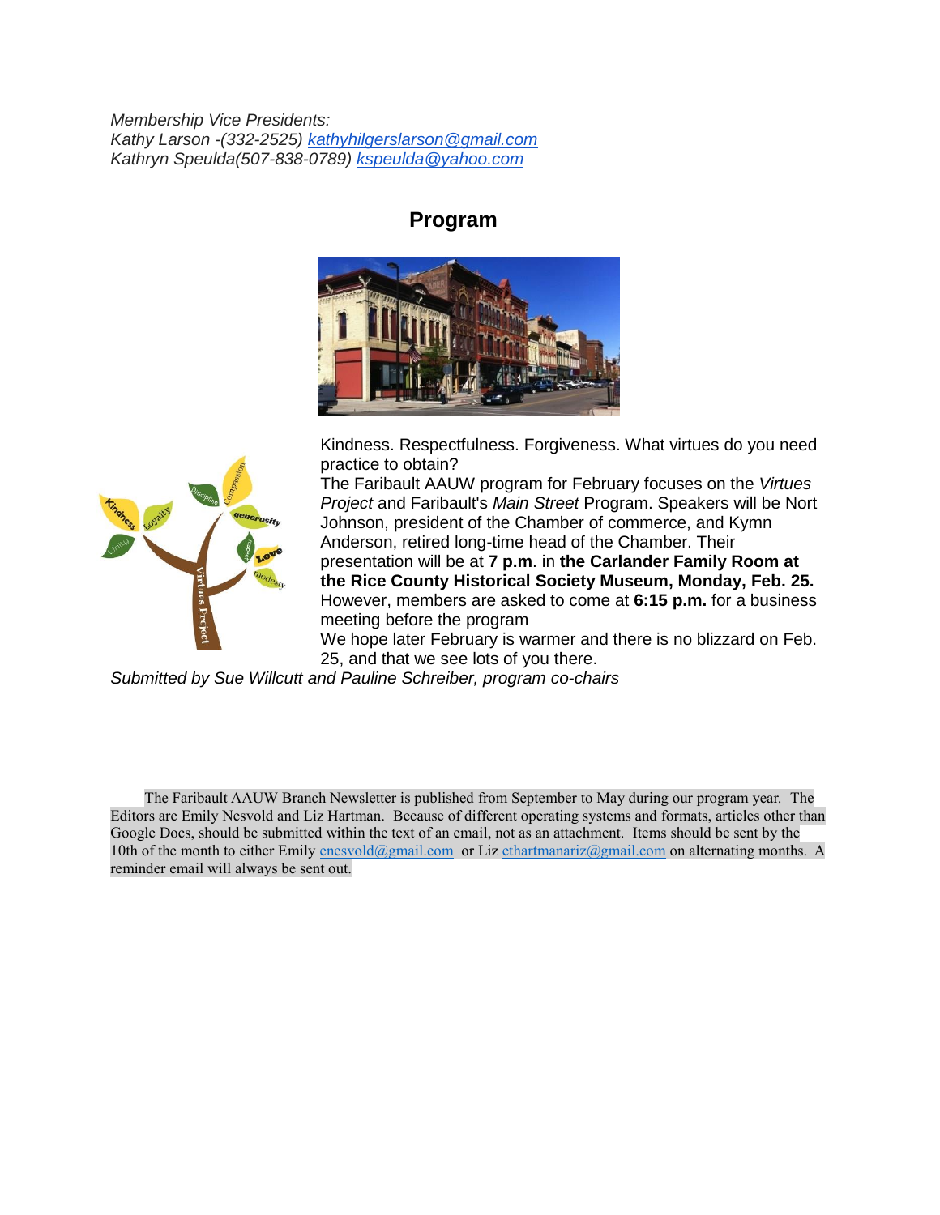*Membership Vice Presidents:*
*Kathy Larson -(332-2525) kathyhilgerslarson@gmail.com*
*Kathryn Speulda(507-838-0789) kspeulda@yahoo.com*

## Program

Kindness. Respectfulness. Forgiveness. What virtues do you need practice to obtain?

The Faribault AAUW program for February focuses on the *Virtues Project* and Faribault's *Main Street* Program. Speakers will be Nort Johnson, president of the Chamber of commerce, and Kymn Anderson, retired long-time head of the Chamber. Their presentation will be at **7 p.m**. in **the Carlander Family Room at the Rice County Historical Society Museum, Monday, Feb. 25.** However, members are asked to come at **6:15 p.m.** for a business meeting before the program

We hope later February is warmer and there is no blizzard on Feb. 25, and that we see lots of you there.

*Submitted by Sue Willcutt and Pauline Schreiber, program co-chairs*

The Faribault AAUW Branch Newsletter is published from September to May during our program year. The Editors are Emily Nesvold and Liz Hartman. Because of different operating systems and formats, articles other than Google Docs, should be submitted within the text of an email, not as an attachment. Items should be sent by the 10th of the month to either Emily enesvold@gmail.com or Liz ethartmanariz@gmail.com on alternating months. A reminder email will always be sent out.